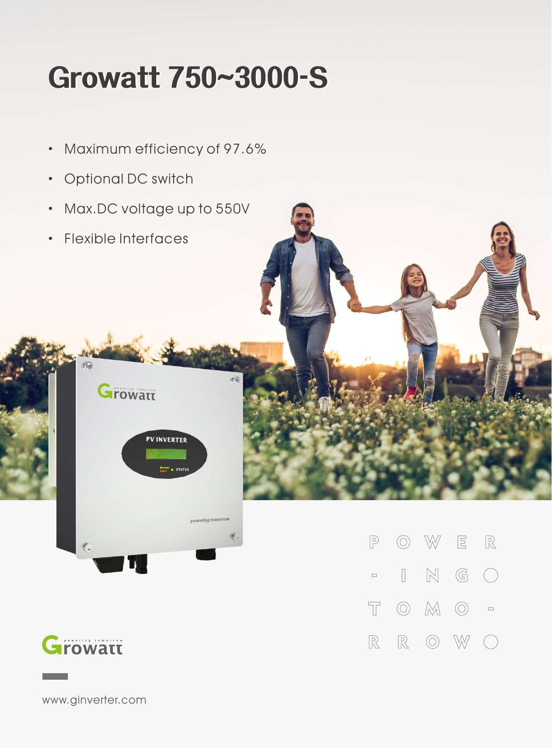# Growatt 750~3000-S

- Maximum efficiency of 97.6%
- Optional DC switch
- Max.DC voltage up to 550V
- Flexible Interfaces

POWER-INGO TOMO-RROWO

www.ginverter.com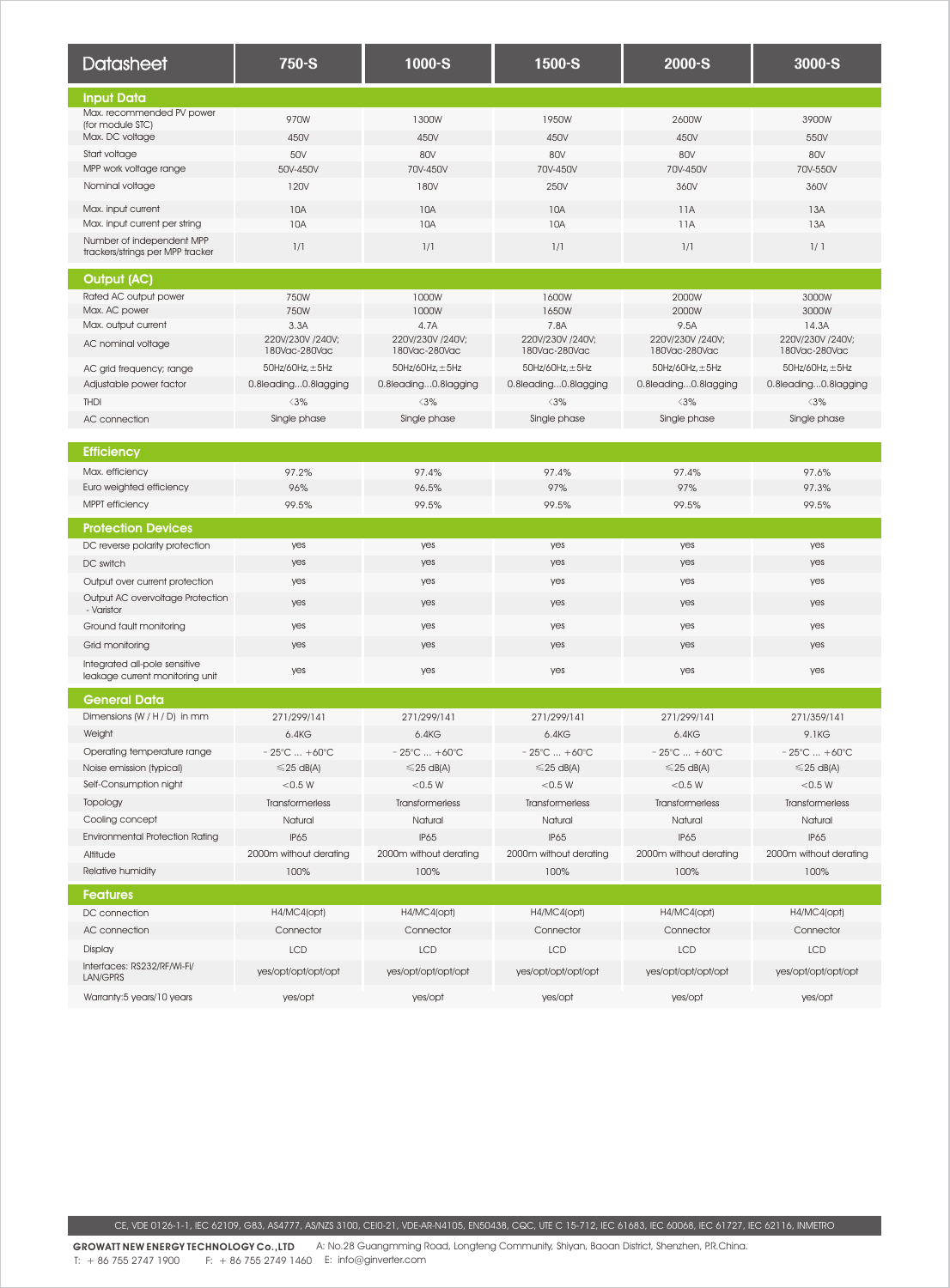| Datasheet | 750-S | 1000-S | 1500-S | 2000-S | 3000-S |
|---|---|---|---|---|---|
| **Input Data** | | | | | |
| Max. recommended PV power (for module STC) | 970W | 1300W | 1950W | 2600W | 3900W |
| Max. DC voltage | 450V | 450V | 450V | 450V | 550V |
| Start voltage | 50V | 80V | 80V | 80V | 80V |
| MPP work voltage range | 50V-450V | 70V-450V | 70V-450V | 70V-450V | 70V-550V |
| Nominal voltage | 120V | 180V | 250V | 360V | 360V |
| Max. input current | 10A | 10A | 10A | 11A | 13A |
| Max. input current per string | 10A | 10A | 10A | 11A | 13A |
| Number of independent MPP trackers/strings per MPP tracker | 1/1 | 1/1 | 1/1 | 1/1 | 1/ 1 |
| **Output (AC)** | | | | | |
| Rated AC output power | 750W | 1000W | 1600W | 2000W | 3000W |
| Max. AC power | 750W | 1000W | 1650W | 2000W | 3000W |
| Max. output current | 3.3A | 4.7A | 7.8A | 9.5A | 14.3A |
| AC nominal voltage | 220V/230V /240V; 180Vac-280Vac | 220V/230V /240V; 180Vac-280Vac | 220V/230V /240V; 180Vac-280Vac | 220V/230V /240V; 180Vac-280Vac | 220V/230V /240V; 180Vac-280Vac |
| AC grid frequency; range | 50Hz/60Hz, ±5Hz | 50Hz/60Hz, ±5Hz | 50Hz/60Hz, ±5Hz | 50Hz/60Hz, ±5Hz | 50Hz/60Hz, ±5Hz |
| Adjustable power factor | 0.8leading...0.8lagging | 0.8leading...0.8lagging | 0.8leading...0.8lagging | 0.8leading...0.8lagging | 0.8leading...0.8lagging |
| THDI | <3% | <3% | <3% | <3% | <3% |
| AC connection | Single phase | Single phase | Single phase | Single phase | Single phase |
| **Efficiency** | | | | | |
| Max. efficiency | 97.2% | 97.4% | 97.4% | 97.4% | 97.6% |
| Euro weighted efficiency | 96% | 96.5% | 97% | 97% | 97.3% |
| MPPT efficiency | 99.5% | 99.5% | 99.5% | 99.5% | 99.5% |
| **Protection Devices** | | | | | |
| DC reverse polarity protection | yes | yes | yes | yes | yes |
| DC switch | yes | yes | yes | yes | yes |
| Output over current protection | yes | yes | yes | yes | yes |
| Output AC overvoltage Protection - Varistor | yes | yes | yes | yes | yes |
| Ground fault monitoring | yes | yes | yes | yes | yes |
| Grid monitoring | yes | yes | yes | yes | yes |
| Integrated all-pole sensitive leakage current monitoring unit | yes | yes | yes | yes | yes |
| **General Data** | | | | | |
| Dimensions (W / H / D) in mm | 271/299/141 | 271/299/141 | 271/299/141 | 271/299/141 | 271/359/141 |
| Weight | 6.4KG | 6.4KG | 6.4KG | 6.4KG | 9.1KG |
| Operating temperature range | - 25°C ... +60°C | - 25°C ... +60°C | - 25°C ... +60°C | - 25°C ... +60°C | - 25°C ... +60°C |
| Noise emission (typical) | ≤25 dB(A) | ≤25 dB(A) | ≤25 dB(A) | ≤25 dB(A) | ≤25 dB(A) |
| Self-Consumption night | <0.5 W | <0.5 W | <0.5 W | <0.5 W | <0.5 W |
| Topology | Transformerless | Transformerless | Transformerless | Transformerless | Transformerless |
| Cooling concept | Natural | Natural | Natural | Natural | Natural |
| Environmental Protection Rating | IP65 | IP65 | IP65 | IP65 | IP65 |
| Altitude | 2000m without derating | 2000m without derating | 2000m without derating | 2000m without derating | 2000m without derating |
| Relative humidity | 100% | 100% | 100% | 100% | 100% |
| **Features** | | | | | |
| DC connection | H4/MC4(opt) | H4/MC4(opt) | H4/MC4(opt) | H4/MC4(opt) | H4/MC4(opt) |
| AC connection | Connector | Connector | Connector | Connector | Connector |
| Display | LCD | LCD | LCD | LCD | LCD |
| Interfaces: RS232/RF/Wi-Fi/ LAN/GPRS | yes/opt/opt/opt/opt | yes/opt/opt/opt/opt | yes/opt/opt/opt/opt | yes/opt/opt/opt/opt | yes/opt/opt/opt/opt |
| Warranty:5 years/10 years | yes/opt | yes/opt | yes/opt | yes/opt | yes/opt |

CE, VDE 0126-1-1, IEC 62109, G83, AS4777, AS/NZS 3100, CEI0-21, VDE-AR-N4105, EN50438, CQC, UTE C 15-712, IEC 61683, IEC 60068, IEC 61727, IEC 62116, INMETRO

**GROWATT NEW ENERGY TECHNOLOGY Co.,LTD** A: No.28 Guangmming Road, Longteng Community, Shiyan, Baoan District, Shenzhen, P.R.China.
T: + 86 755 2747 1900 F: + 86 755 2749 1460 E: info@ginverter.com